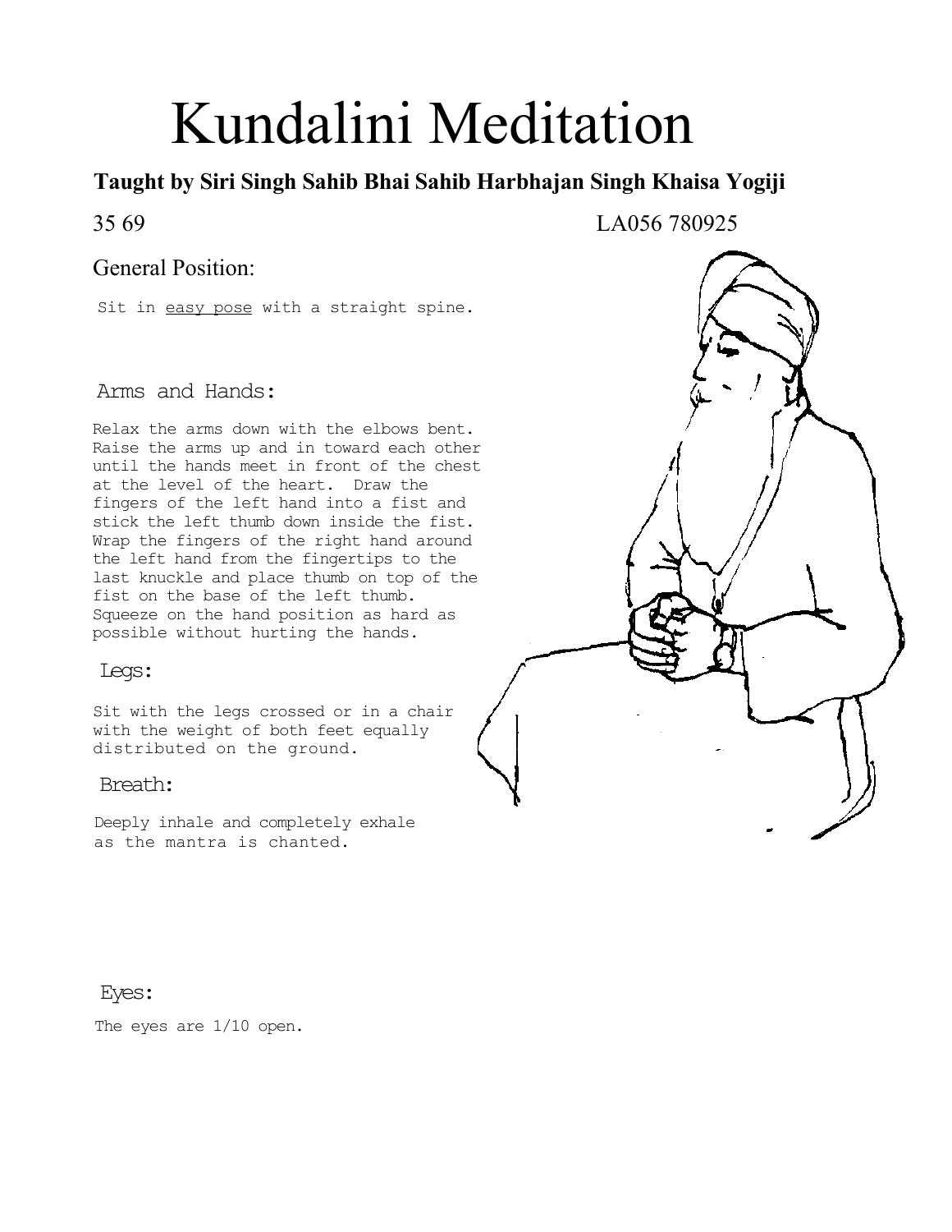# Kundalini Meditation

**Taught by Siri Singh Sahib Bhai Sahib Harbhajan Singh Khaisa Yogiji**

35 69 LA056 780925

## General Position:

Sit in easy pose with a straight spine.

## Arms and Hands:

Relax the arms down with the elbows bent. Raise the arms up and in toward each other until the hands meet in front of the chest at the level of the heart. Draw the fingers of the left hand into a fist and stick the left thumb down inside the fist. Wrap the fingers of the right hand around the left hand from the fingertips to the last knuckle and place thumb on top of the fist on the base of the left thumb. Squeeze on the hand position as hard as possible without hurting the hands.

## Legs:

Sit with the legs crossed or in a chair with the weight of both feet equally distributed on the ground.

## Breath:

Deeply inhale and completely exhale as the mantra is chanted.

## Eyes:

The eyes are 1/10 open.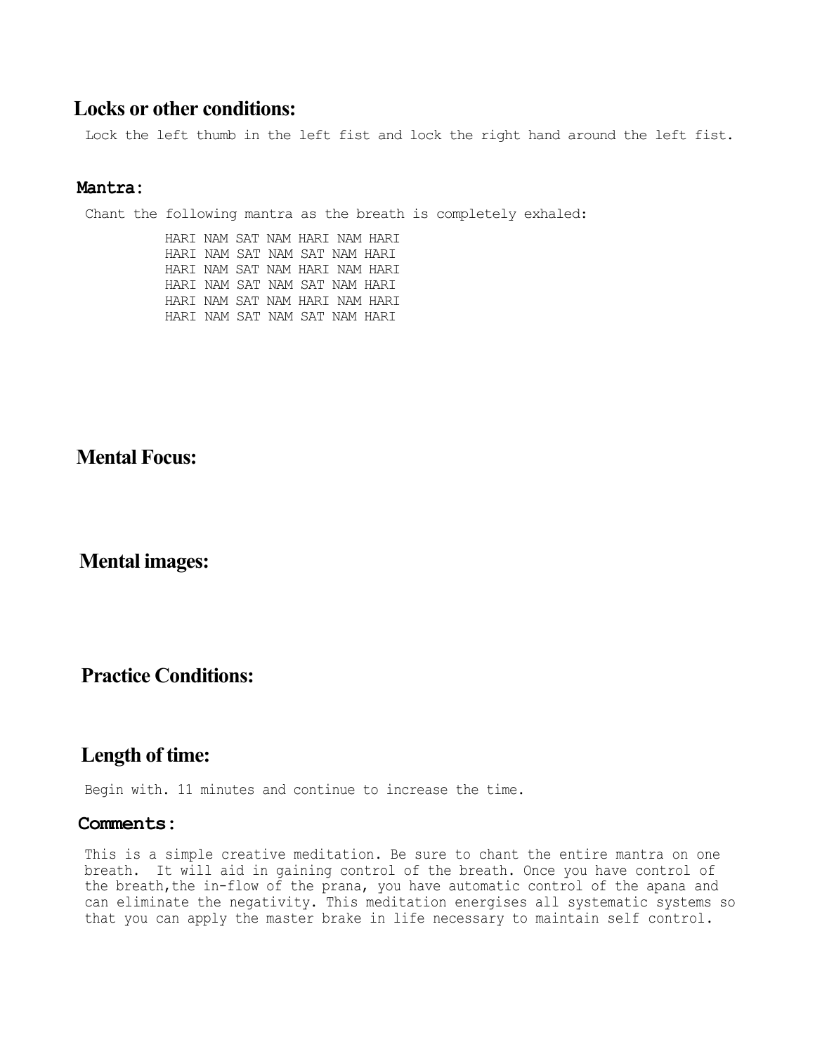## Locks or other conditions:

Lock the left thumb in the left fist and lock the right hand around the left fist.

## Mantra:

Chant the following mantra as the breath is completely exhaled:

HARI NAM SAT NAM HARI NAM HARI
HARI NAM SAT NAM SAT NAM HARI
HARI NAM SAT NAM HARI NAM HARI
HARI NAM SAT NAM SAT NAM HARI
HARI NAM SAT NAM HARI NAM HARI
HARI NAM SAT NAM SAT NAM HARI

## Mental Focus:

## Mental images:

## Practice Conditions:

## Length of time:

Begin with. 11 minutes and continue to increase the time.

## Comments:

This is a simple creative meditation. Be sure to chant the entire mantra on one breath. It will aid in gaining control of the breath. Once you have control of the breath,the in-flow of the prana, you have automatic control of the apana and can eliminate the negativity. This meditation energises all systematic systems so that you can apply the master brake in life necessary to maintain self control.